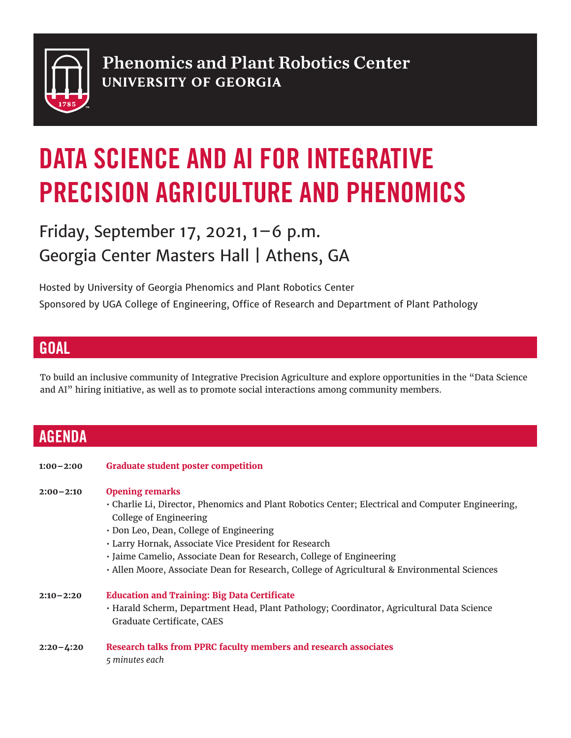Phenomics and Plant Robotics Center
UNIVERSITY OF GEORGIA

# DATA SCIENCE AND AI FOR INTEGRATIVE PRECISION AGRICULTURE AND PHENOMICS

Friday, September 17, 2021, 1–6 p.m.
Georgia Center Masters Hall | Athens, GA

Hosted by University of Georgia Phenomics and Plant Robotics Center
Sponsored by UGA College of Engineering, Office of Research and Department of Plant Pathology

## GOAL

To build an inclusive community of Integrative Precision Agriculture and explore opportunities in the "Data Science and AI" hiring initiative, as well as to promote social interactions among community members.

## AGENDA

**1:00–2:00** **Graduate student poster competition**

**2:00–2:10** **Opening remarks**
- Charlie Li, Director, Phenomics and Plant Robotics Center; Electrical and Computer Engineering, College of Engineering
- Don Leo, Dean, College of Engineering
- Larry Hornak, Associate Vice President for Research
- Jaime Camelio, Associate Dean for Research, College of Engineering
- Allen Moore, Associate Dean for Research, College of Agricultural & Environmental Sciences

**2:10–2:20** **Education and Training: Big Data Certificate**
- Harald Scherm, Department Head, Plant Pathology; Coordinator, Agricultural Data Science Graduate Certificate, CAES

**2:20–4:20** **Research talks from PPRC faculty members and research associates**
*5 minutes each*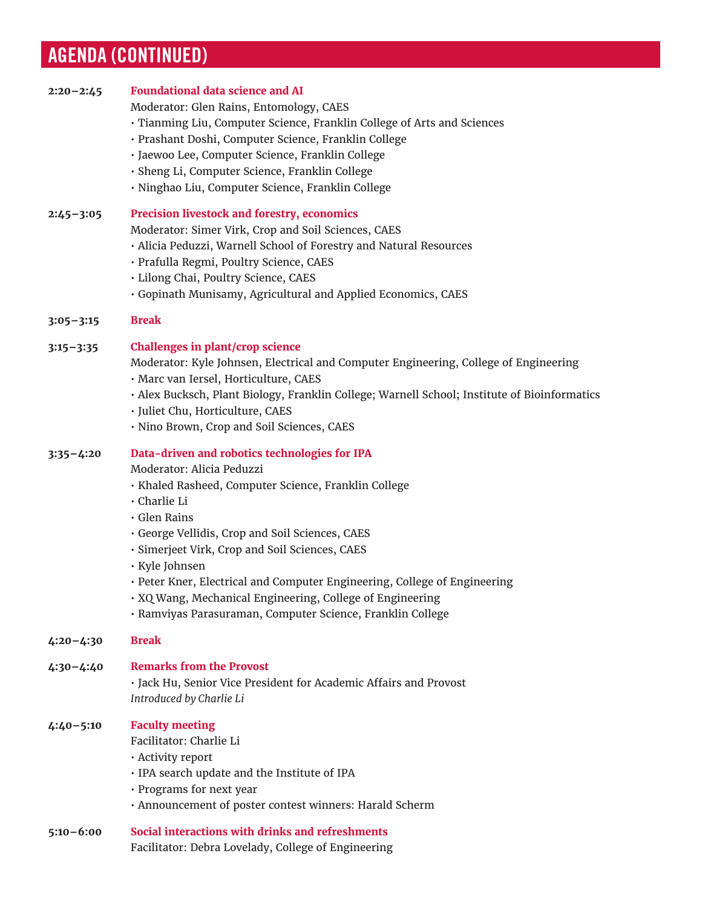## AGENDA (CONTINUED)

**2:20–2:45** **Foundational data science and AI**
Moderator: Glen Rains, Entomology, CAES
- Tianming Liu, Computer Science, Franklin College of Arts and Sciences
- Prashant Doshi, Computer Science, Franklin College
- Jaewoo Lee, Computer Science, Franklin College
- Sheng Li, Computer Science, Franklin College
- Ninghao Liu, Computer Science, Franklin College

**2:45–3:05** **Precision livestock and forestry, economics**
Moderator: Simer Virk, Crop and Soil Sciences, CAES
- Alicia Peduzzi, Warnell School of Forestry and Natural Resources
- Prafulla Regmi, Poultry Science, CAES
- Lilong Chai, Poultry Science, CAES
- Gopinath Munisamy, Agricultural and Applied Economics, CAES

**3:05–3:15** **Break**

**3:15–3:35** **Challenges in plant/crop science**
Moderator: Kyle Johnsen, Electrical and Computer Engineering, College of Engineering
- Marc van Iersel, Horticulture, CAES
- Alex Bucksch, Plant Biology, Franklin College; Warnell School; Institute of Bioinformatics
- Juliet Chu, Horticulture, CAES
- Nino Brown, Crop and Soil Sciences, CAES

**3:35–4:20** **Data-driven and robotics technologies for IPA**
Moderator: Alicia Peduzzi
- Khaled Rasheed, Computer Science, Franklin College
- Charlie Li
- Glen Rains
- George Vellidis, Crop and Soil Sciences, CAES
- Simerjeet Virk, Crop and Soil Sciences, CAES
- Kyle Johnsen
- Peter Kner, Electrical and Computer Engineering, College of Engineering
- XQ Wang, Mechanical Engineering, College of Engineering
- Ramviyas Parasuraman, Computer Science, Franklin College

**4:20–4:30** **Break**

**4:30–4:40** **Remarks from the Provost**
- Jack Hu, Senior Vice President for Academic Affairs and Provost

*Introduced by Charlie Li*

**4:40–5:10** **Faculty meeting**
Facilitator: Charlie Li
- Activity report
- IPA search update and the Institute of IPA
- Programs for next year
- Announcement of poster contest winners: Harald Scherm

**5:10–6:00** **Social interactions with drinks and refreshments**
Facilitator: Debra Lovelady, College of Engineering